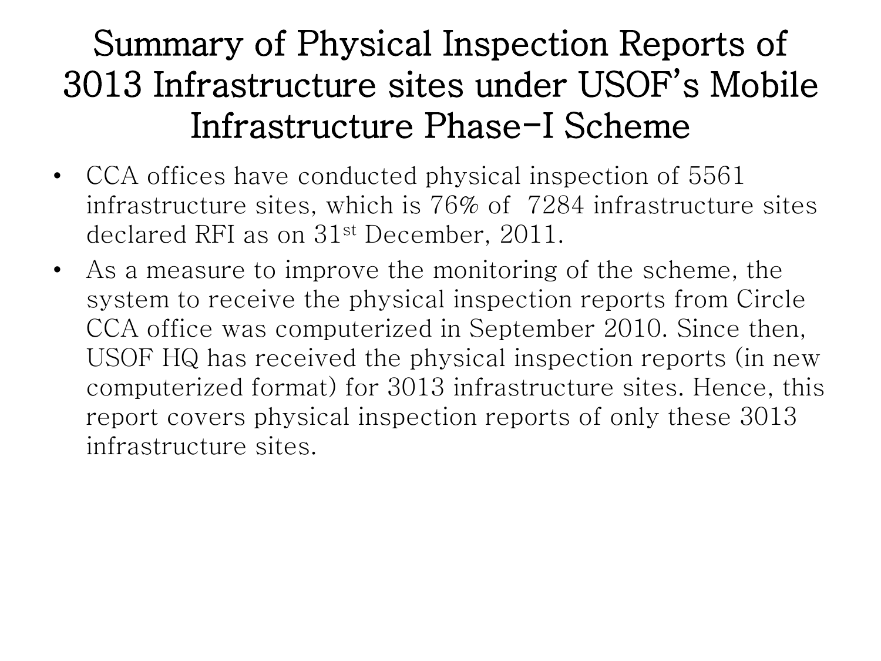# Summary of Physical Inspection Reports of 3013 Infrastructure sites under USOF's Mobile Infrastructure Phase-I Scheme

- CCA offices have conducted physical inspection of 5561 infrastructure sites, which is 76% of 7284 infrastructure sites declared RFI as on 31st December, 2011.
- As a measure to improve the monitoring of the scheme, the system to receive the physical inspection reports from Circle CCA office was computerized in September 2010. Since then, USOF HQ has received the physical inspection reports (in new computerized format) for 3013 infrastructure sites. Hence, this report covers physical inspection reports of only these 3013 infrastructure sites.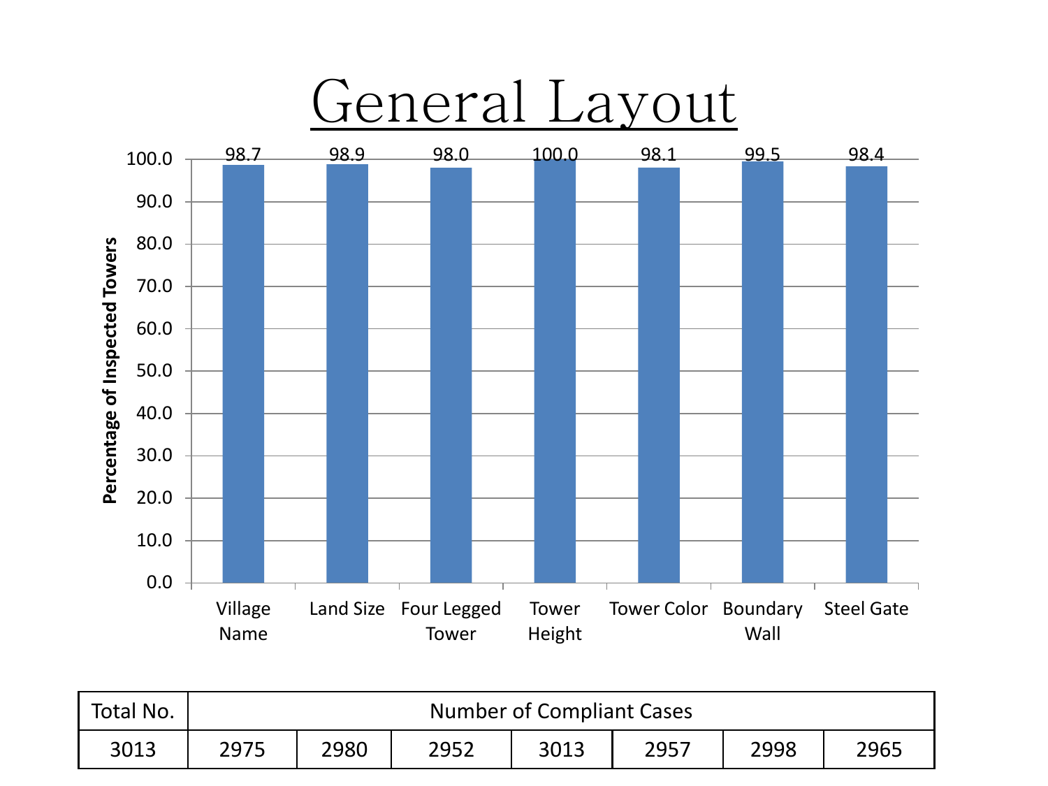# General Layout

Percentage of Inspected Towers

| | Village Name | Land Size | Four Legged Tower | Tower Height | Tower Color | Boundary Wall | Steel Gate |
|---|---|---|---|---|---|---|---|
| Percentage | 98.7 | 98.9 | 98.0 | 100.0 | 98.1 | 99.5 | 98.4 |

| Total No. | Number of Compliant Cases | | | | | | |
|---|---|---|---|---|---|---|---|
| 3013 | 2975 | 2980 | 2952 | 3013 | 2957 | 2998 | 2965 |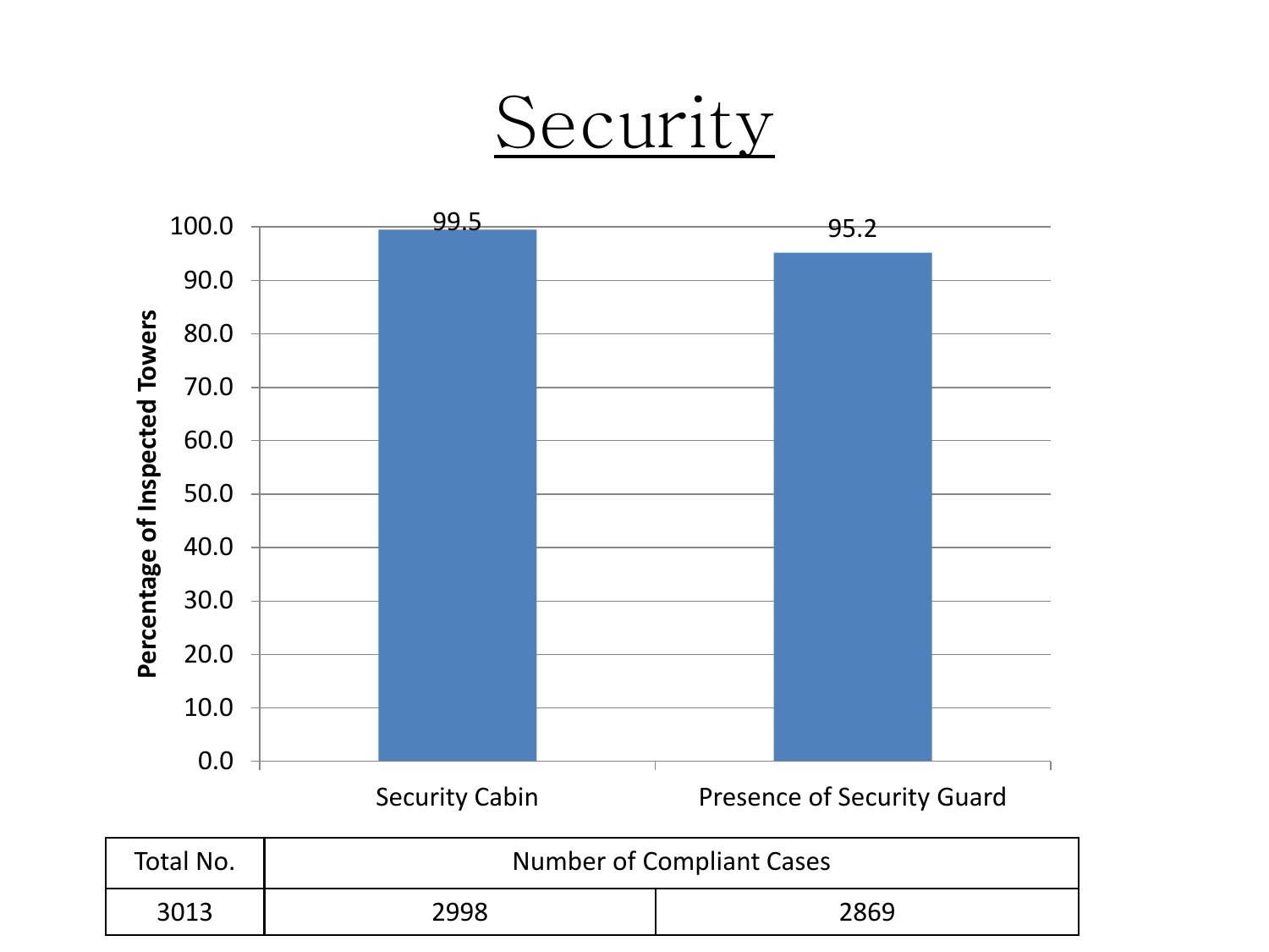# Security

| Total No. | Number of Compliant Cases | |
|---|---|---|
| | Security Cabin | Presence of Security Guard |
| 3013 | 2998 | 2869 |

Percentage of Inspected Towers: Security Cabin 99.5; Presence of Security Guard 95.2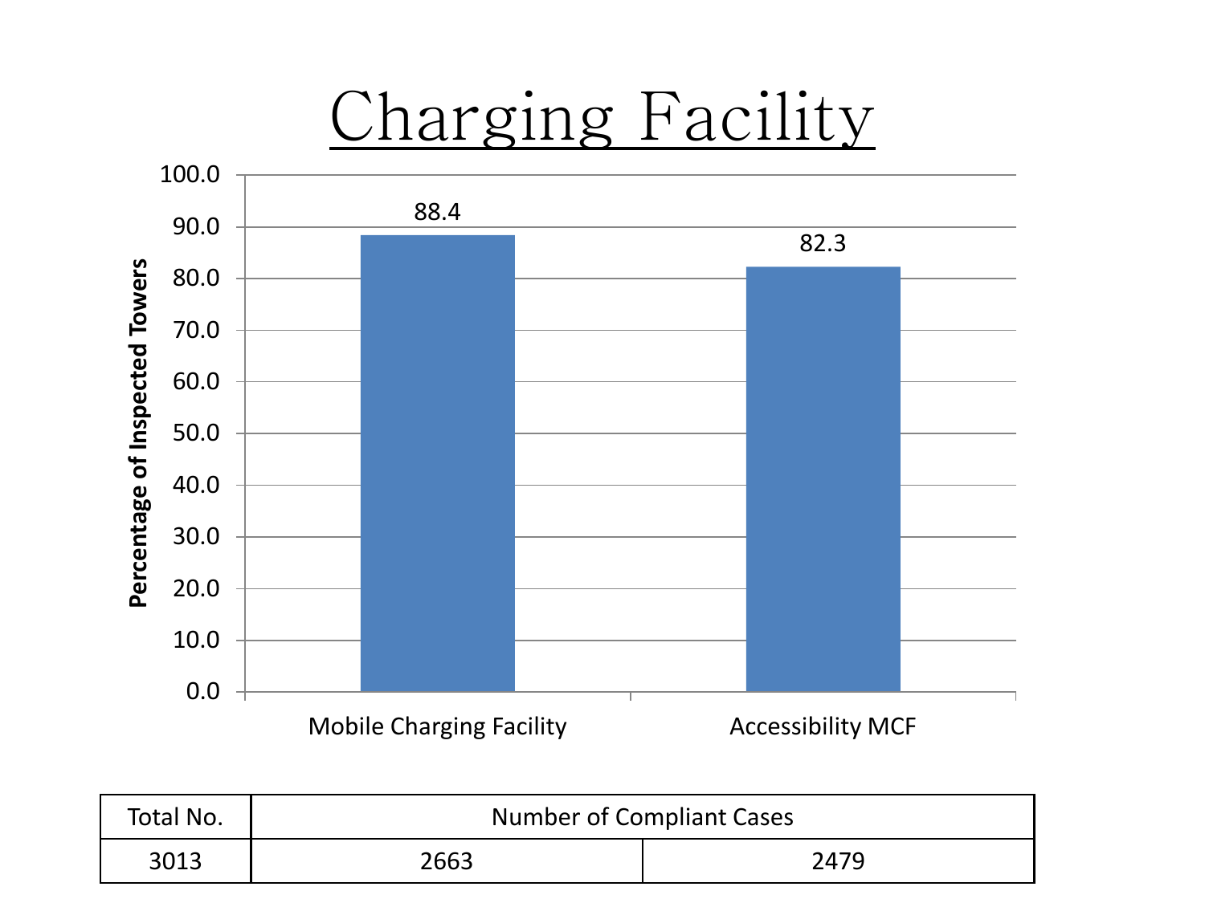# Charging Facility

| Chart data | Percentage of Inspected Towers |
|---|---|
| Mobile Charging Facility | 88.4 |
| Accessibility MCF | 82.3 |

| Total No. | Number of Compliant Cases | |
|---|---|---|
| 3013 | 2663 | 2479 |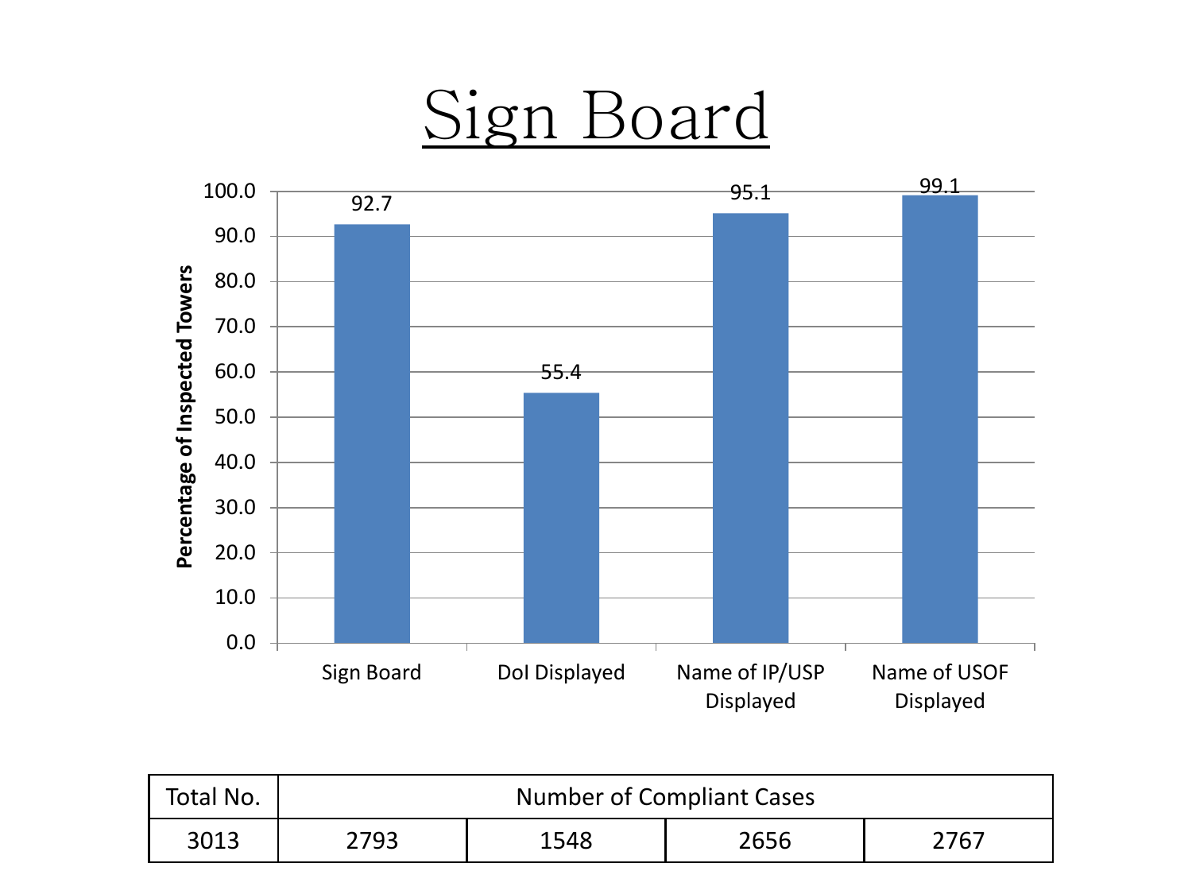# Sign Board

| | Sign Board | DoI Displayed | Name of IP/USP Displayed | Name of USOF Displayed |
|---|---|---|---|---|
| Percentage of Inspected Towers | 92.7 | 55.4 | 95.1 | 99.1 |

| Total No. | Number of Compliant Cases | | | |
|---|---|---|---|---|
| 3013 | 2793 | 1548 | 2656 | 2767 |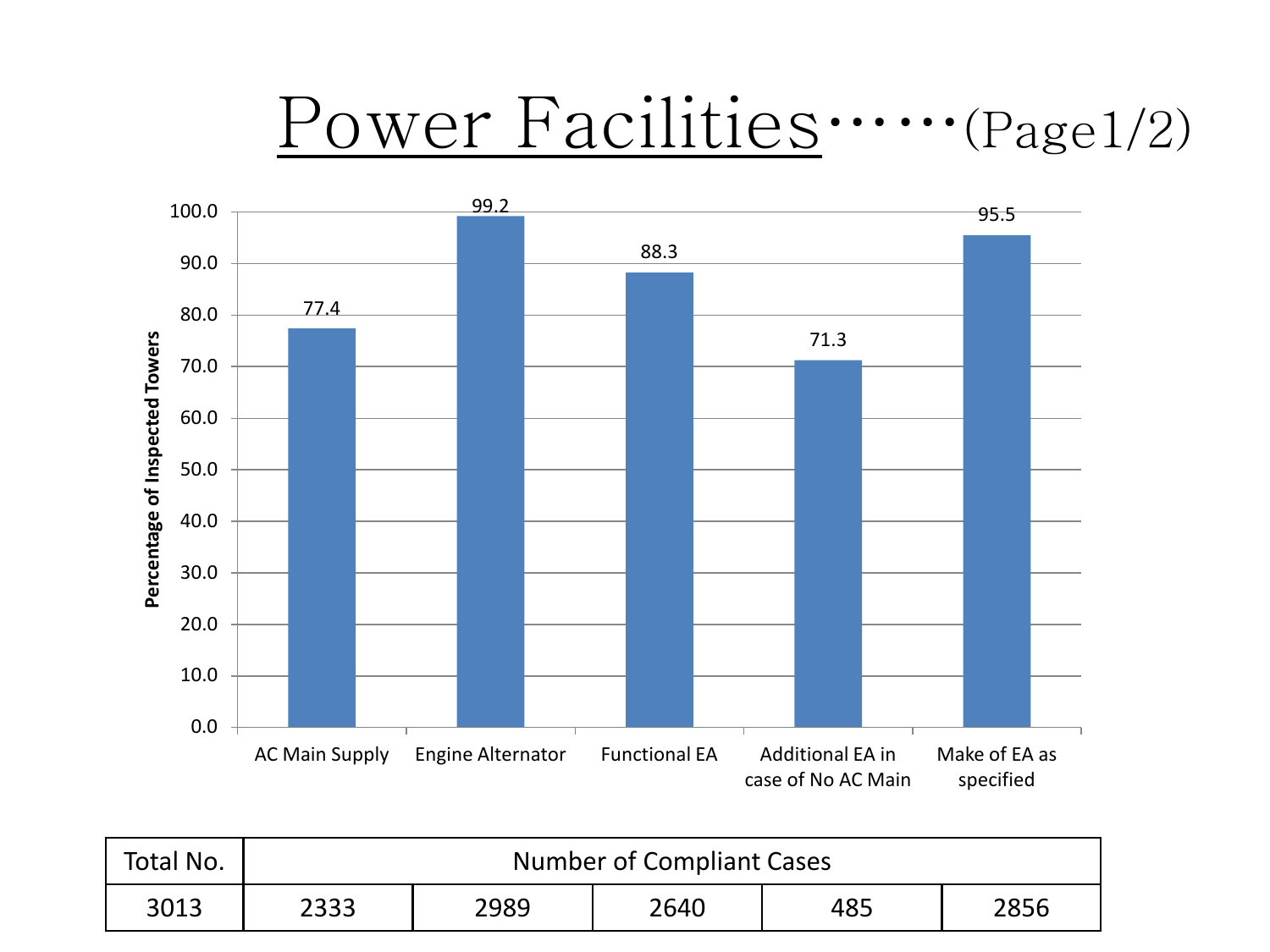# Power Facilities……(Page1/2)

| Category | Percentage of Inspected Towers |
|---|---|
| AC Main Supply | 77.4 |
| Engine Alternator | 99.2 |
| Functional EA | 88.3 |
| Additional EA in case of No AC Main | 71.3 |
| Make of EA as specified | 95.5 |

| Total No. | Number of Compliant Cases | | | | |
|---|---|---|---|---|---|
| 3013 | 2333 | 2989 | 2640 | 485 | 2856 |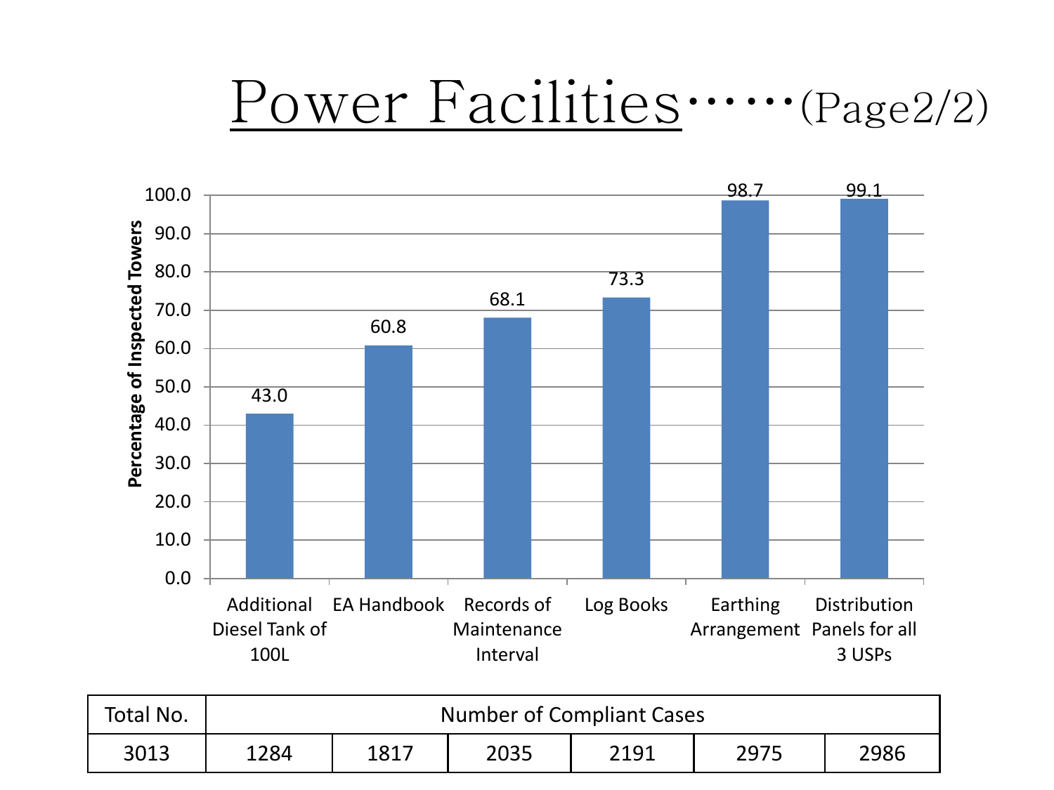# Power Facilities……(Page2/2)

| | Additional Diesel Tank of 100L | EA Handbook | Records of Maintenance Interval | Log Books | Earthing Arrangement | Distribution Panels for all 3 USPs |
|---|---|---|---|---|---|---|
| Percentage of Inspected Towers | 43.0 | 60.8 | 68.1 | 73.3 | 98.7 | 99.1 |

| Total No. | Number of Compliant Cases | | | | | |
|---|---|---|---|---|---|---|
| 3013 | 1284 | 1817 | 2035 | 2191 | 2975 | 2986 |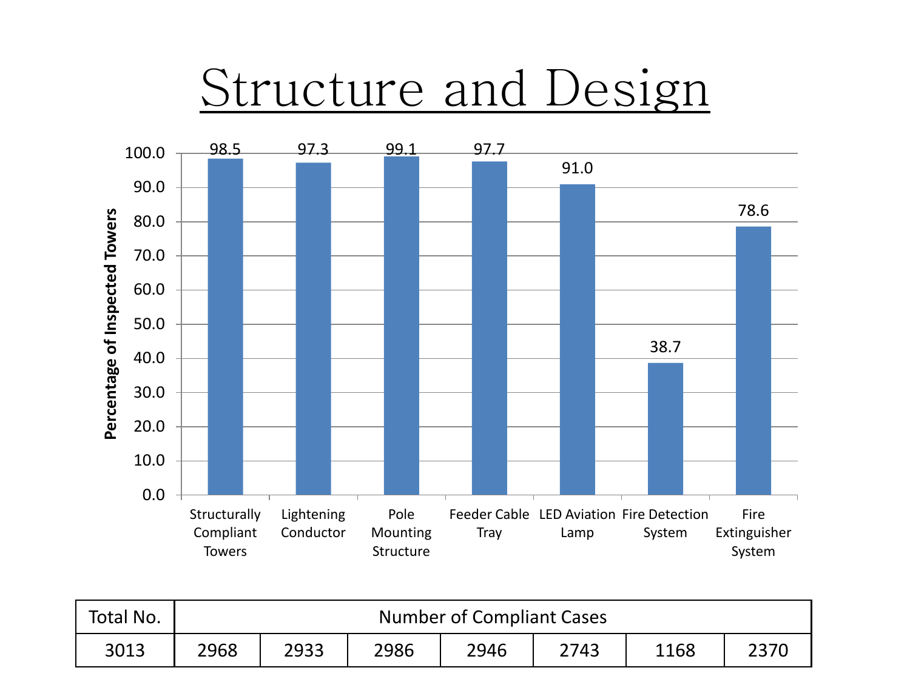# Structure and Design

| Category | Percentage of Inspected Towers |
|---|---|
| Structurally Compliant Towers | 98.5 |
| Lightening Conductor | 97.3 |
| Pole Mounting Structure | 99.1 |
| Feeder Cable Tray | 97.7 |
| LED Aviation Lamp | 91.0 |
| Fire Detection System | 38.7 |
| Fire Extinguisher System | 78.6 |

| Total No. | Number of Compliant Cases | | | | | | |
|---|---|---|---|---|---|---|---|
| 3013 | 2968 | 2933 | 2986 | 2946 | 2743 | 1168 | 2370 |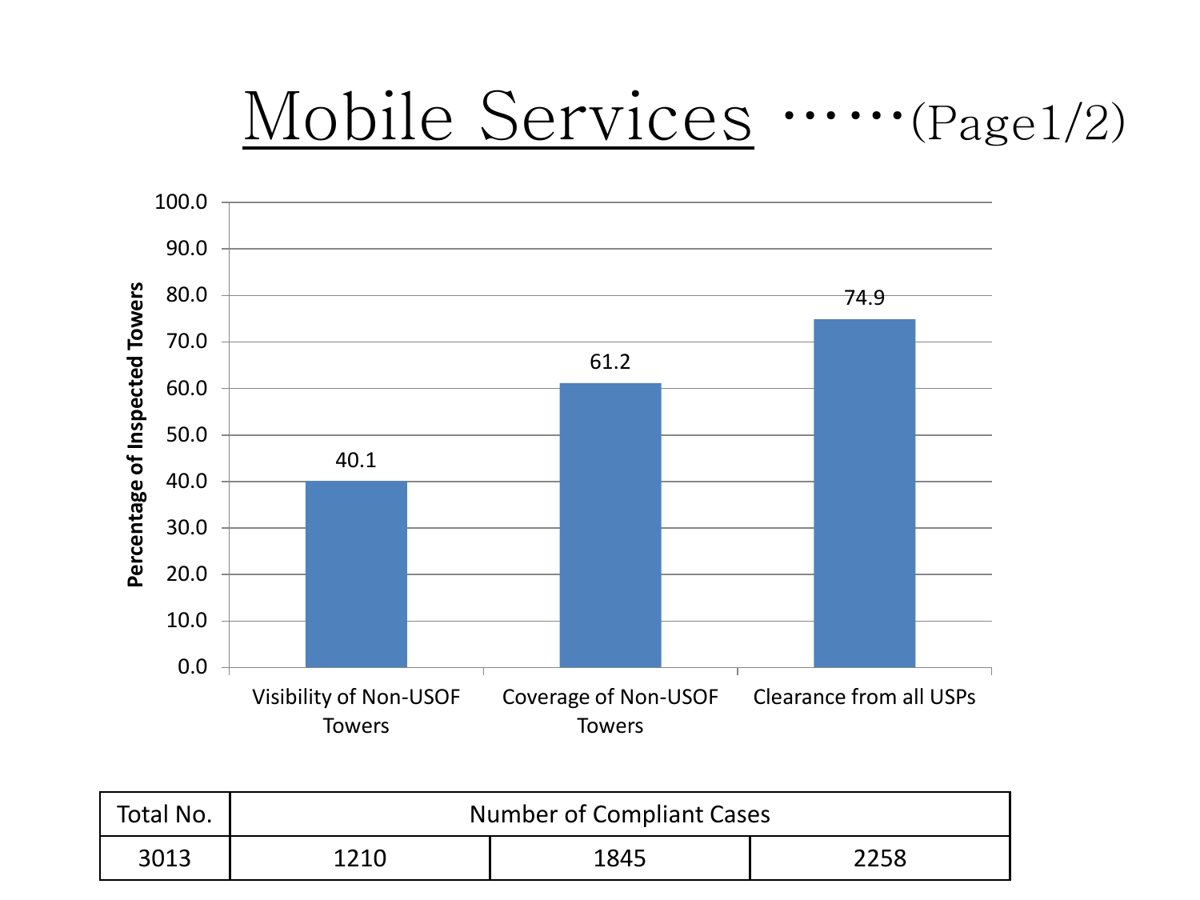# Mobile Services ……(Page1/2)

| Category | Percentage of Inspected Towers |
|---|---|
| Visibility of Non-USOF Towers | 40.1 |
| Coverage of Non-USOF Towers | 61.2 |
| Clearance from all USPs | 74.9 |

| Total No. | Number of Compliant Cases | | |
|---|---|---|---|
| 3013 | 1210 | 1845 | 2258 |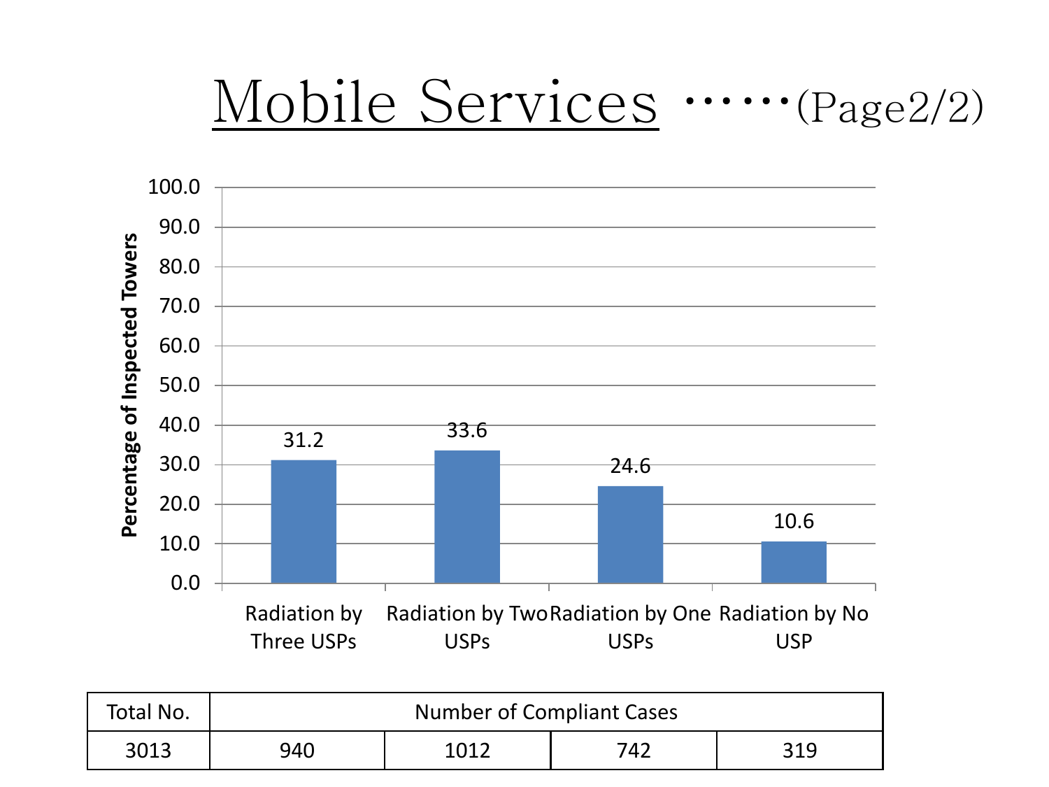# Mobile Services ……(Page2/2)

Percentage of Inspected Towers

100.0
90.0
80.0
70.0
60.0
50.0
40.0
30.0
20.0
10.0
0.0

31.2
33.6
24.6
10.6

Radiation by Three USPs
Radiation by Two USPs
Radiation by One USPs
Radiation by No USP

| Total No. | Number of Compliant Cases | | | |
|---|---|---|---|---|
| 3013 | 940 | 1012 | 742 | 319 |